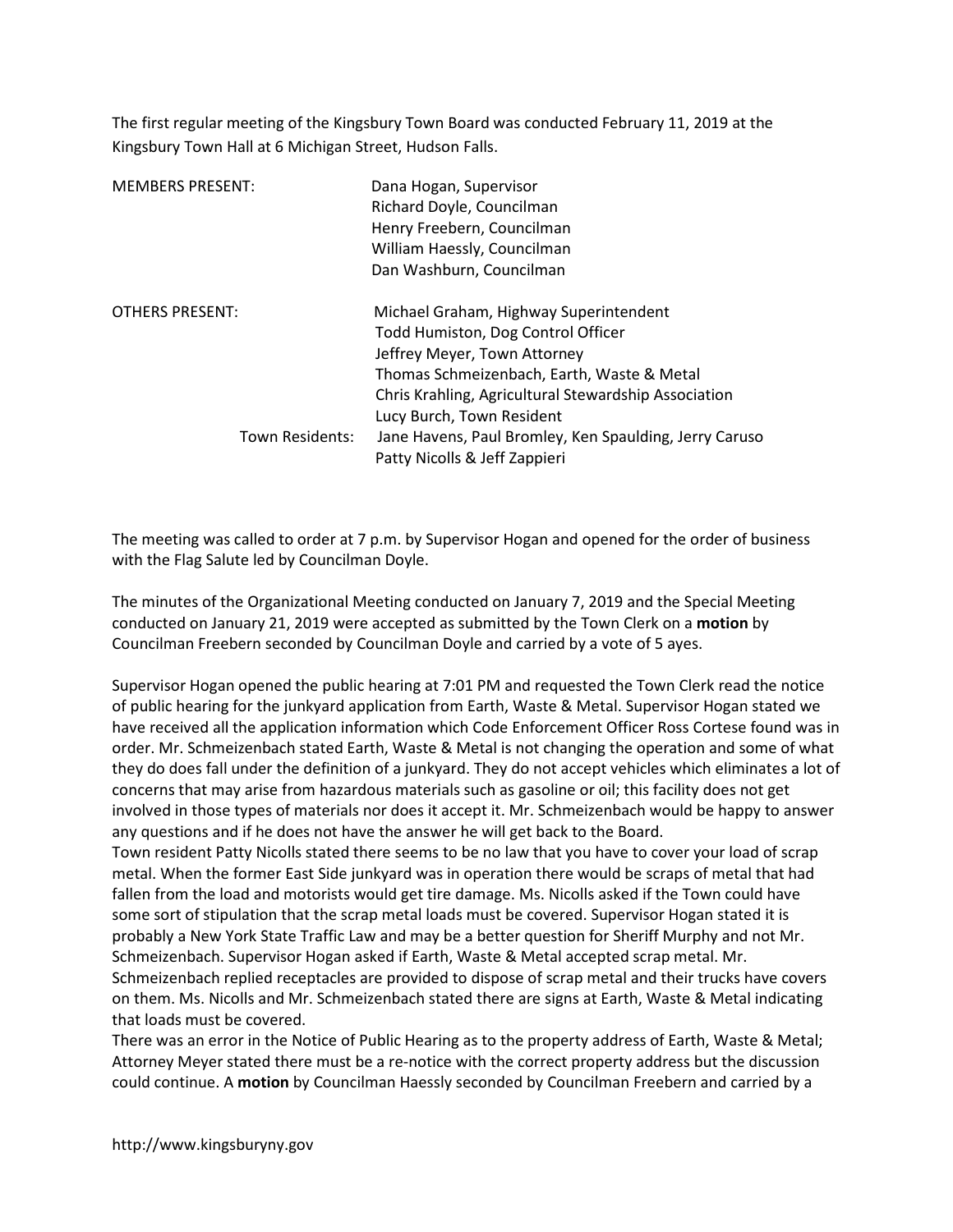The first regular meeting of the Kingsbury Town Board was conducted February 11, 2019 at the Kingsbury Town Hall at 6 Michigan Street, Hudson Falls.

MEMBERS PRESENT:

- Dana Hogan, Supervisor
- Richard Doyle, Councilman
- Henry Freebern, Councilman
- William Haessly, Councilman
- Dan Washburn, Councilman

OTHERS PRESENT:

- Michael Graham, Highway Superintendent
- Todd Humiston, Dog Control Officer
- Jeffrey Meyer, Town Attorney
- Thomas Schmeizenbach, Earth, Waste & Metal
- Chris Krahling, Agricultural Stewardship Association
- Lucy Burch, Town Resident

Town Residents: Jane Havens, Paul Bromley, Ken Spaulding, Jerry Caruso, Patty Nicolls & Jeff Zappieri

The meeting was called to order at 7 p.m. by Supervisor Hogan and opened for the order of business with the Flag Salute led by Councilman Doyle.

The minutes of the Organizational Meeting conducted on January 7, 2019 and the Special Meeting conducted on January 21, 2019 were accepted as submitted by the Town Clerk on a **motion** by Councilman Freebern seconded by Councilman Doyle and carried by a vote of 5 ayes.

Supervisor Hogan opened the public hearing at 7:01 PM and requested the Town Clerk read the notice of public hearing for the junkyard application from Earth, Waste & Metal. Supervisor Hogan stated we have received all the application information which Code Enforcement Officer Ross Cortese found was in order. Mr. Schmeizenbach stated Earth, Waste & Metal is not changing the operation and some of what they do does fall under the definition of a junkyard. They do not accept vehicles which eliminates a lot of concerns that may arise from hazardous materials such as gasoline or oil; this facility does not get involved in those types of materials nor does it accept it. Mr. Schmeizenbach would be happy to answer any questions and if he does not have the answer he will get back to the Board.

Town resident Patty Nicolls stated there seems to be no law that you have to cover your load of scrap metal. When the former East Side junkyard was in operation there would be scraps of metal that had fallen from the load and motorists would get tire damage. Ms. Nicolls asked if the Town could have some sort of stipulation that the scrap metal loads must be covered. Supervisor Hogan stated it is probably a New York State Traffic Law and may be a better question for Sheriff Murphy and not Mr. Schmeizenbach. Supervisor Hogan asked if Earth, Waste & Metal accepted scrap metal. Mr. Schmeizenbach replied receptacles are provided to dispose of scrap metal and their trucks have covers on them. Ms. Nicolls and Mr. Schmeizenbach stated there are signs at Earth, Waste & Metal indicating that loads must be covered.

There was an error in the Notice of Public Hearing as to the property address of Earth, Waste & Metal; Attorney Meyer stated there must be a re-notice with the correct property address but the discussion could continue. A **motion** by Councilman Haessly seconded by Councilman Freebern and carried by a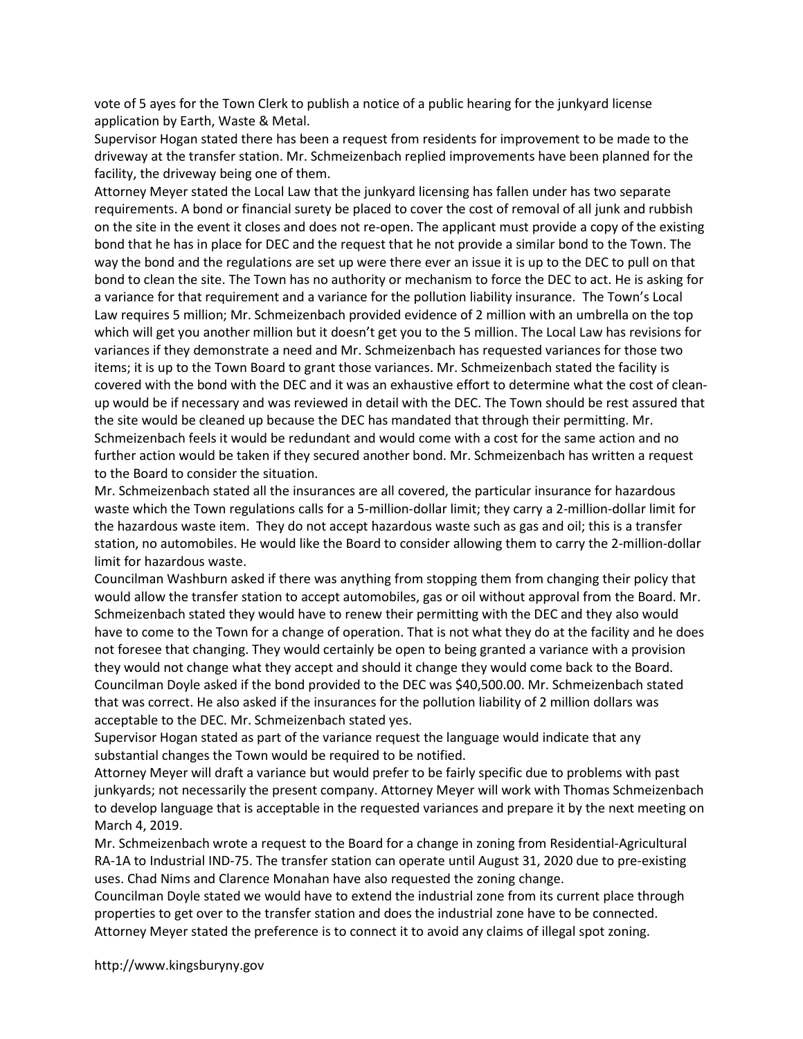vote of 5 ayes for the Town Clerk to publish a notice of a public hearing for the junkyard license application by Earth, Waste & Metal.

Supervisor Hogan stated there has been a request from residents for improvement to be made to the driveway at the transfer station. Mr. Schmeizenbach replied improvements have been planned for the facility, the driveway being one of them.

Attorney Meyer stated the Local Law that the junkyard licensing has fallen under has two separate requirements. A bond or financial surety be placed to cover the cost of removal of all junk and rubbish on the site in the event it closes and does not re-open. The applicant must provide a copy of the existing bond that he has in place for DEC and the request that he not provide a similar bond to the Town. The way the bond and the regulations are set up were there ever an issue it is up to the DEC to pull on that bond to clean the site. The Town has no authority or mechanism to force the DEC to act. He is asking for a variance for that requirement and a variance for the pollution liability insurance. The Town's Local Law requires 5 million; Mr. Schmeizenbach provided evidence of 2 million with an umbrella on the top which will get you another million but it doesn't get you to the 5 million. The Local Law has revisions for variances if they demonstrate a need and Mr. Schmeizenbach has requested variances for those two items; it is up to the Town Board to grant those variances. Mr. Schmeizenbach stated the facility is covered with the bond with the DEC and it was an exhaustive effort to determine what the cost of clean-up would be if necessary and was reviewed in detail with the DEC. The Town should be rest assured that the site would be cleaned up because the DEC has mandated that through their permitting. Mr. Schmeizenbach feels it would be redundant and would come with a cost for the same action and no further action would be taken if they secured another bond. Mr. Schmeizenbach has written a request to the Board to consider the situation.

Mr. Schmeizenbach stated all the insurances are all covered, the particular insurance for hazardous waste which the Town regulations calls for a 5-million-dollar limit; they carry a 2-million-dollar limit for the hazardous waste item. They do not accept hazardous waste such as gas and oil; this is a transfer station, no automobiles. He would like the Board to consider allowing them to carry the 2-million-dollar limit for hazardous waste.

Councilman Washburn asked if there was anything from stopping them from changing their policy that would allow the transfer station to accept automobiles, gas or oil without approval from the Board. Mr. Schmeizenbach stated they would have to renew their permitting with the DEC and they also would have to come to the Town for a change of operation. That is not what they do at the facility and he does not foresee that changing. They would certainly be open to being granted a variance with a provision they would not change what they accept and should it change they would come back to the Board.

Councilman Doyle asked if the bond provided to the DEC was $40,500.00. Mr. Schmeizenbach stated that was correct. He also asked if the insurances for the pollution liability of 2 million dollars was acceptable to the DEC. Mr. Schmeizenbach stated yes.

Supervisor Hogan stated as part of the variance request the language would indicate that any substantial changes the Town would be required to be notified.

Attorney Meyer will draft a variance but would prefer to be fairly specific due to problems with past junkyards; not necessarily the present company. Attorney Meyer will work with Thomas Schmeizenbach to develop language that is acceptable in the requested variances and prepare it by the next meeting on March 4, 2019.

Mr. Schmeizenbach wrote a request to the Board for a change in zoning from Residential-Agricultural RA-1A to Industrial IND-75. The transfer station can operate until August 31, 2020 due to pre-existing uses. Chad Nims and Clarence Monahan have also requested the zoning change.

Councilman Doyle stated we would have to extend the industrial zone from its current place through properties to get over to the transfer station and does the industrial zone have to be connected. Attorney Meyer stated the preference is to connect it to avoid any claims of illegal spot zoning.

http://www.kingsburyny.gov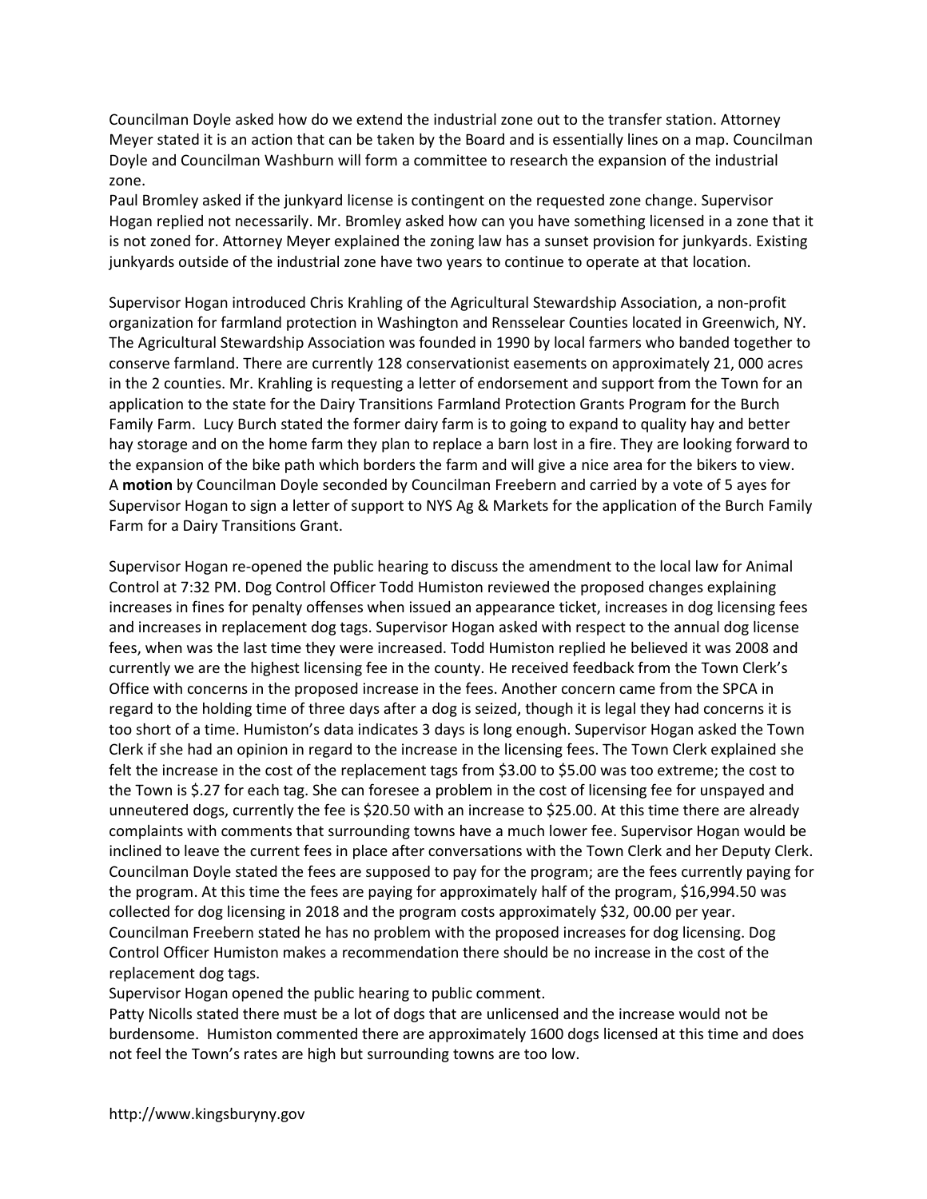Councilman Doyle asked how do we extend the industrial zone out to the transfer station. Attorney Meyer stated it is an action that can be taken by the Board and is essentially lines on a map. Councilman Doyle and Councilman Washburn will form a committee to research the expansion of the industrial zone.

Paul Bromley asked if the junkyard license is contingent on the requested zone change. Supervisor Hogan replied not necessarily. Mr. Bromley asked how can you have something licensed in a zone that it is not zoned for. Attorney Meyer explained the zoning law has a sunset provision for junkyards. Existing junkyards outside of the industrial zone have two years to continue to operate at that location.

Supervisor Hogan introduced Chris Krahling of the Agricultural Stewardship Association, a non-profit organization for farmland protection in Washington and Rensselear Counties located in Greenwich, NY. The Agricultural Stewardship Association was founded in 1990 by local farmers who banded together to conserve farmland. There are currently 128 conservationist easements on approximately 21, 000 acres in the 2 counties. Mr. Krahling is requesting a letter of endorsement and support from the Town for an application to the state for the Dairy Transitions Farmland Protection Grants Program for the Burch Family Farm. Lucy Burch stated the former dairy farm is to going to expand to quality hay and better hay storage and on the home farm they plan to replace a barn lost in a fire. They are looking forward to the expansion of the bike path which borders the farm and will give a nice area for the bikers to view. A **motion** by Councilman Doyle seconded by Councilman Freebern and carried by a vote of 5 ayes for Supervisor Hogan to sign a letter of support to NYS Ag & Markets for the application of the Burch Family Farm for a Dairy Transitions Grant.

Supervisor Hogan re-opened the public hearing to discuss the amendment to the local law for Animal Control at 7:32 PM. Dog Control Officer Todd Humiston reviewed the proposed changes explaining increases in fines for penalty offenses when issued an appearance ticket, increases in dog licensing fees and increases in replacement dog tags. Supervisor Hogan asked with respect to the annual dog license fees, when was the last time they were increased. Todd Humiston replied he believed it was 2008 and currently we are the highest licensing fee in the county. He received feedback from the Town Clerk's Office with concerns in the proposed increase in the fees. Another concern came from the SPCA in regard to the holding time of three days after a dog is seized, though it is legal they had concerns it is too short of a time. Humiston's data indicates 3 days is long enough. Supervisor Hogan asked the Town Clerk if she had an opinion in regard to the increase in the licensing fees. The Town Clerk explained she felt the increase in the cost of the replacement tags from $3.00 to $5.00 was too extreme; the cost to the Town is $.27 for each tag. She can foresee a problem in the cost of licensing fee for unspayed and unneutered dogs, currently the fee is $20.50 with an increase to $25.00. At this time there are already complaints with comments that surrounding towns have a much lower fee. Supervisor Hogan would be inclined to leave the current fees in place after conversations with the Town Clerk and her Deputy Clerk. Councilman Doyle stated the fees are supposed to pay for the program; are the fees currently paying for the program. At this time the fees are paying for approximately half of the program, $16,994.50 was collected for dog licensing in 2018 and the program costs approximately $32, 00.00 per year. Councilman Freebern stated he has no problem with the proposed increases for dog licensing. Dog Control Officer Humiston makes a recommendation there should be no increase in the cost of the replacement dog tags.

Supervisor Hogan opened the public hearing to public comment.

Patty Nicolls stated there must be a lot of dogs that are unlicensed and the increase would not be burdensome. Humiston commented there are approximately 1600 dogs licensed at this time and does not feel the Town's rates are high but surrounding towns are too low.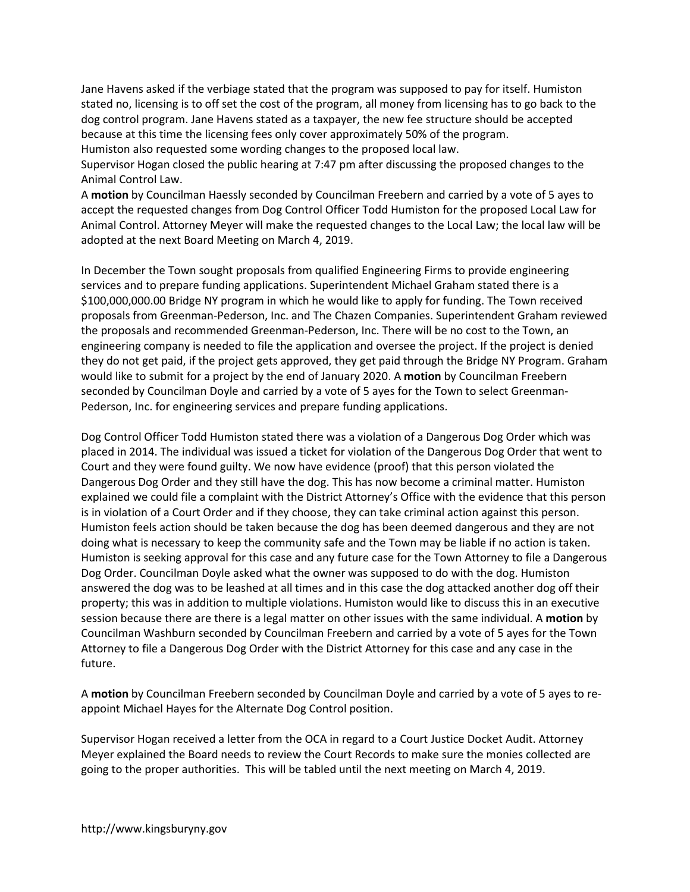Jane Havens asked if the verbiage stated that the program was supposed to pay for itself. Humiston stated no, licensing is to off set the cost of the program, all money from licensing has to go back to the dog control program. Jane Havens stated as a taxpayer, the new fee structure should be accepted because at this time the licensing fees only cover approximately 50% of the program.
Humiston also requested some wording changes to the proposed local law.
Supervisor Hogan closed the public hearing at 7:47 pm after discussing the proposed changes to the Animal Control Law.
A **motion** by Councilman Haessly seconded by Councilman Freebern and carried by a vote of 5 ayes to accept the requested changes from Dog Control Officer Todd Humiston for the proposed Local Law for Animal Control. Attorney Meyer will make the requested changes to the Local Law; the local law will be adopted at the next Board Meeting on March 4, 2019.

In December the Town sought proposals from qualified Engineering Firms to provide engineering services and to prepare funding applications. Superintendent Michael Graham stated there is a $100,000,000.00 Bridge NY program in which he would like to apply for funding. The Town received proposals from Greenman-Pederson, Inc. and The Chazen Companies. Superintendent Graham reviewed the proposals and recommended Greenman-Pederson, Inc. There will be no cost to the Town, an engineering company is needed to file the application and oversee the project. If the project is denied they do not get paid, if the project gets approved, they get paid through the Bridge NY Program. Graham would like to submit for a project by the end of January 2020. A **motion** by Councilman Freebern seconded by Councilman Doyle and carried by a vote of 5 ayes for the Town to select Greenman-Pederson, Inc. for engineering services and prepare funding applications.

Dog Control Officer Todd Humiston stated there was a violation of a Dangerous Dog Order which was placed in 2014. The individual was issued a ticket for violation of the Dangerous Dog Order that went to Court and they were found guilty. We now have evidence (proof) that this person violated the Dangerous Dog Order and they still have the dog. This has now become a criminal matter. Humiston explained we could file a complaint with the District Attorney's Office with the evidence that this person is in violation of a Court Order and if they choose, they can take criminal action against this person. Humiston feels action should be taken because the dog has been deemed dangerous and they are not doing what is necessary to keep the community safe and the Town may be liable if no action is taken. Humiston is seeking approval for this case and any future case for the Town Attorney to file a Dangerous Dog Order. Councilman Doyle asked what the owner was supposed to do with the dog. Humiston answered the dog was to be leashed at all times and in this case the dog attacked another dog off their property; this was in addition to multiple violations. Humiston would like to discuss this in an executive session because there are there is a legal matter on other issues with the same individual. A **motion** by Councilman Washburn seconded by Councilman Freebern and carried by a vote of 5 ayes for the Town Attorney to file a Dangerous Dog Order with the District Attorney for this case and any case in the future.

A **motion** by Councilman Freebern seconded by Councilman Doyle and carried by a vote of 5 ayes to re-appoint Michael Hayes for the Alternate Dog Control position.

Supervisor Hogan received a letter from the OCA in regard to a Court Justice Docket Audit. Attorney Meyer explained the Board needs to review the Court Records to make sure the monies collected are going to the proper authorities. This will be tabled until the next meeting on March 4, 2019.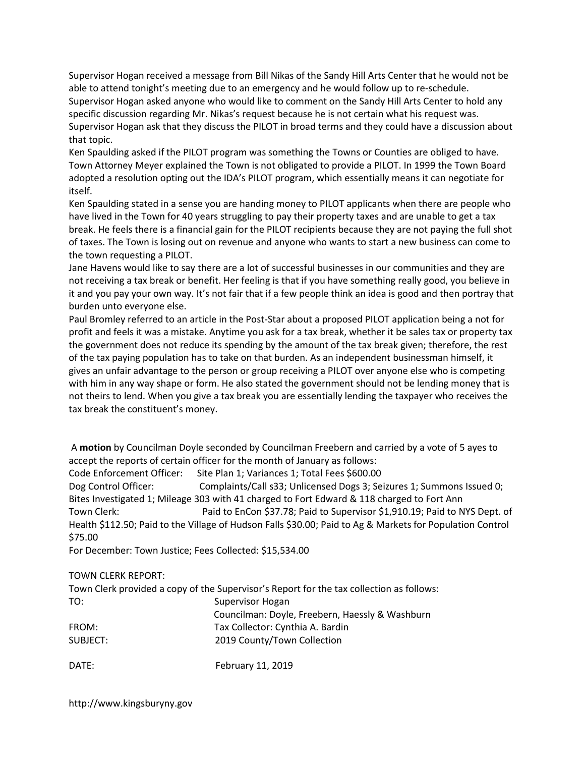Supervisor Hogan received a message from Bill Nikas of the Sandy Hill Arts Center that he would not be able to attend tonight's meeting due to an emergency and he would follow up to re-schedule. Supervisor Hogan asked anyone who would like to comment on the Sandy Hill Arts Center to hold any specific discussion regarding Mr. Nikas's request because he is not certain what his request was. Supervisor Hogan ask that they discuss the PILOT in broad terms and they could have a discussion about that topic.

Ken Spaulding asked if the PILOT program was something the Towns or Counties are obliged to have. Town Attorney Meyer explained the Town is not obligated to provide a PILOT. In 1999 the Town Board adopted a resolution opting out the IDA's PILOT program, which essentially means it can negotiate for itself.

Ken Spaulding stated in a sense you are handing money to PILOT applicants when there are people who have lived in the Town for 40 years struggling to pay their property taxes and are unable to get a tax break. He feels there is a financial gain for the PILOT recipients because they are not paying the full shot of taxes. The Town is losing out on revenue and anyone who wants to start a new business can come to the town requesting a PILOT.

Jane Havens would like to say there are a lot of successful businesses in our communities and they are not receiving a tax break or benefit. Her feeling is that if you have something really good, you believe in it and you pay your own way. It's not fair that if a few people think an idea is good and then portray that burden unto everyone else.

Paul Bromley referred to an article in the Post-Star about a proposed PILOT application being a not for profit and feels it was a mistake. Anytime you ask for a tax break, whether it be sales tax or property tax the government does not reduce its spending by the amount of the tax break given; therefore, the rest of the tax paying population has to take on that burden. As an independent businessman himself, it gives an unfair advantage to the person or group receiving a PILOT over anyone else who is competing with him in any way shape or form. He also stated the government should not be lending money that is not theirs to lend. When you give a tax break you are essentially lending the taxpayer who receives the tax break the constituent's money.

A **motion** by Councilman Doyle seconded by Councilman Freebern and carried by a vote of 5 ayes to accept the reports of certain officer for the month of January as follows:

Code Enforcement Officer: Site Plan 1; Variances 1; Total Fees $600.00

Dog Control Officer: Complaints/Call s33; Unlicensed Dogs 3; Seizures 1; Summons Issued 0; Bites Investigated 1; Mileage 303 with 41 charged to Fort Edward & 118 charged to Fort Ann

Town Clerk: Paid to EnCon $37.78; Paid to Supervisor $1,910.19; Paid to NYS Dept. of Health $112.50; Paid to the Village of Hudson Falls $30.00; Paid to Ag & Markets for Population Control $75.00

For December: Town Justice; Fees Collected: $15,534.00

TOWN CLERK REPORT:

Town Clerk provided a copy of the Supervisor's Report for the tax collection as follows:

TO: Supervisor Hogan
Councilman: Doyle, Freebern, Haessly & Washburn

FROM: Tax Collector: Cynthia A. Bardin

SUBJECT: 2019 County/Town Collection

DATE: February 11, 2019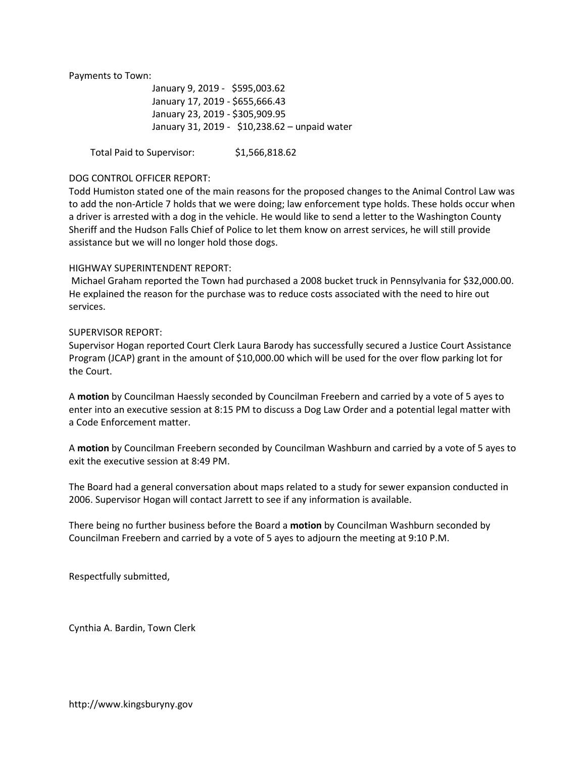Payments to Town:

| | |
|---|---|
| January 9, 2019 - | $595,003.62 |
| January 17, 2019 - | $655,666.43 |
| January 23, 2019 - | $305,909.95 |
| January 31, 2019 - | $10,238.62 – unpaid water |

Total Paid to Supervisor: $1,566,818.62

DOG CONTROL OFFICER REPORT:

Todd Humiston stated one of the main reasons for the proposed changes to the Animal Control Law was to add the non-Article 7 holds that we were doing; law enforcement type holds. These holds occur when a driver is arrested with a dog in the vehicle. He would like to send a letter to the Washington County Sheriff and the Hudson Falls Chief of Police to let them know on arrest services, he will still provide assistance but we will no longer hold those dogs.

HIGHWAY SUPERINTENDENT REPORT:

Michael Graham reported the Town had purchased a 2008 bucket truck in Pennsylvania for $32,000.00. He explained the reason for the purchase was to reduce costs associated with the need to hire out services.

SUPERVISOR REPORT:

Supervisor Hogan reported Court Clerk Laura Barody has successfully secured a Justice Court Assistance Program (JCAP) grant in the amount of $10,000.00 which will be used for the over flow parking lot for the Court.

A **motion** by Councilman Haessly seconded by Councilman Freebern and carried by a vote of 5 ayes to enter into an executive session at 8:15 PM to discuss a Dog Law Order and a potential legal matter with a Code Enforcement matter.

A **motion** by Councilman Freebern seconded by Councilman Washburn and carried by a vote of 5 ayes to exit the executive session at 8:49 PM.

The Board had a general conversation about maps related to a study for sewer expansion conducted in 2006. Supervisor Hogan will contact Jarrett to see if any information is available.

There being no further business before the Board a **motion** by Councilman Washburn seconded by Councilman Freebern and carried by a vote of 5 ayes to adjourn the meeting at 9:10 P.M.

Respectfully submitted,

Cynthia A. Bardin, Town Clerk

http://www.kingsburyny.gov